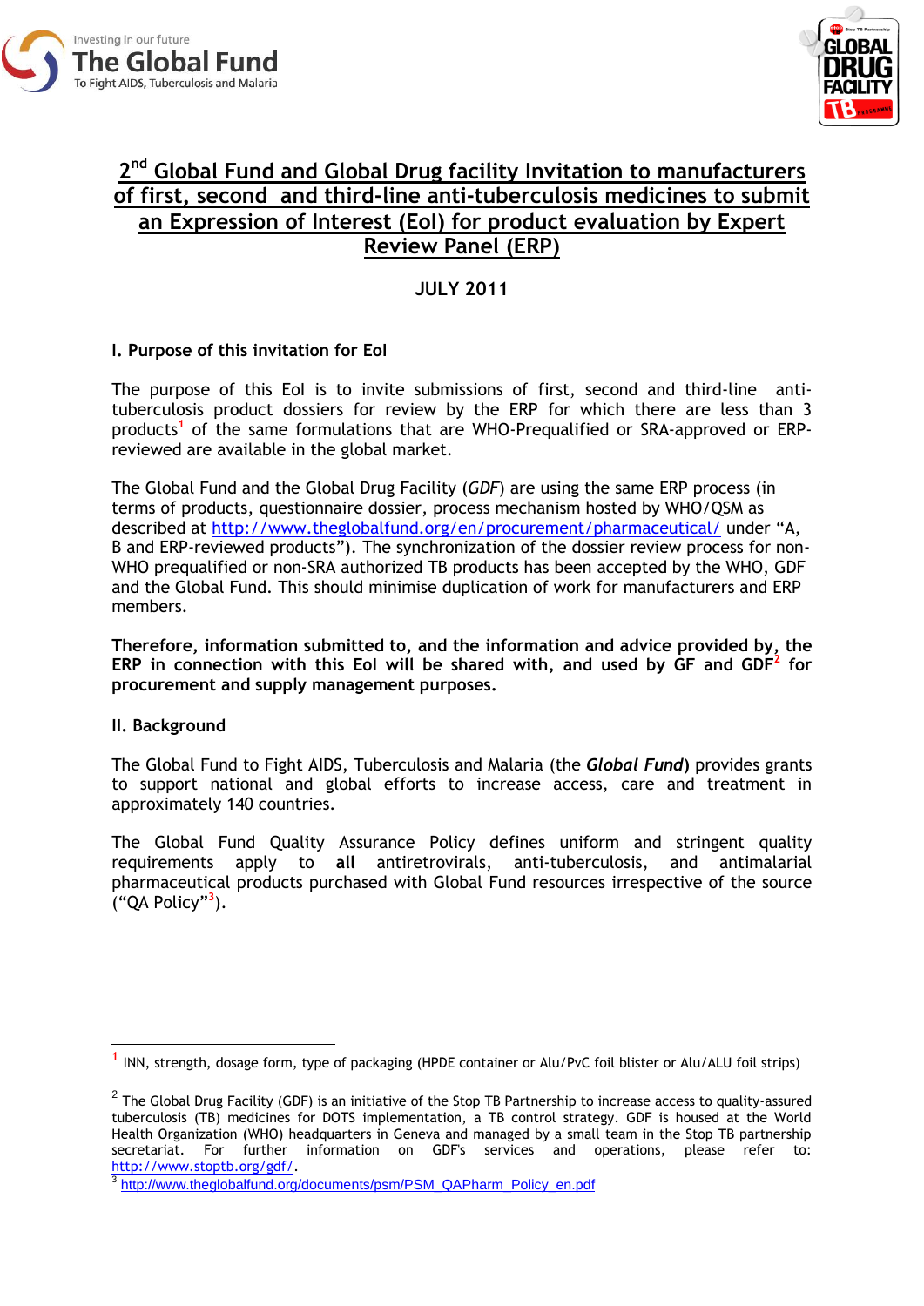# 2nd Global Fund and Global Drug facility Invitation to manufacturers of first, second and third-line anti-tuberculosis medicines to submit an Expression of Interest (EoI) for product evaluation by Expert Review Panel (ERP)

**JULY 2011**

## I. Purpose of this invitation for EoI

The purpose of this EoI is to invite submissions of first, second and third-line anti-tuberculosis product dossiers for review by the ERP for which there are less than 3 products[1] of the same formulations that are WHO-Prequalified or SRA-approved or ERP-reviewed are available in the global market.

The Global Fund and the Global Drug Facility (*GDF*) are using the same ERP process (in terms of products, questionnaire dossier, process mechanism hosted by WHO/QSM as described at http://www.theglobalfund.org/en/procurement/pharmaceutical/ under "A, B and ERP-reviewed products"). The synchronization of the dossier review process for non-WHO prequalified or non-SRA authorized TB products has been accepted by the WHO, GDF and the Global Fund. This should minimise duplication of work for manufacturers and ERP members.

**Therefore, information submitted to, and the information and advice provided by, the ERP in connection with this EoI will be shared with, and used by GF and GDF[2] for procurement and supply management purposes.**

## II. Background

The Global Fund to Fight AIDS, Tuberculosis and Malaria (the ***Global Fund***) provides grants to support national and global efforts to increase access, care and treatment in approximately 140 countries.

The Global Fund Quality Assurance Policy defines uniform and stringent quality requirements apply to **all** antiretrovirals, anti-tuberculosis, and antimalarial pharmaceutical products purchased with Global Fund resources irrespective of the source ("QA Policy"[3]).

---

[1] INN, strength, dosage form, type of packaging (HPDE container or Alu/PvC foil blister or Alu/ALU foil strips)

[2] The Global Drug Facility (GDF) is an initiative of the Stop TB Partnership to increase access to quality-assured tuberculosis (TB) medicines for DOTS implementation, a TB control strategy. GDF is housed at the World Health Organization (WHO) headquarters in Geneva and managed by a small team in the Stop TB partnership secretariat. For further information on GDF's services and operations, please refer to: http://www.stoptb.org/gdf/.

[3] http://www.theglobalfund.org/documents/psm/PSM_QAPharm_Policy_en.pdf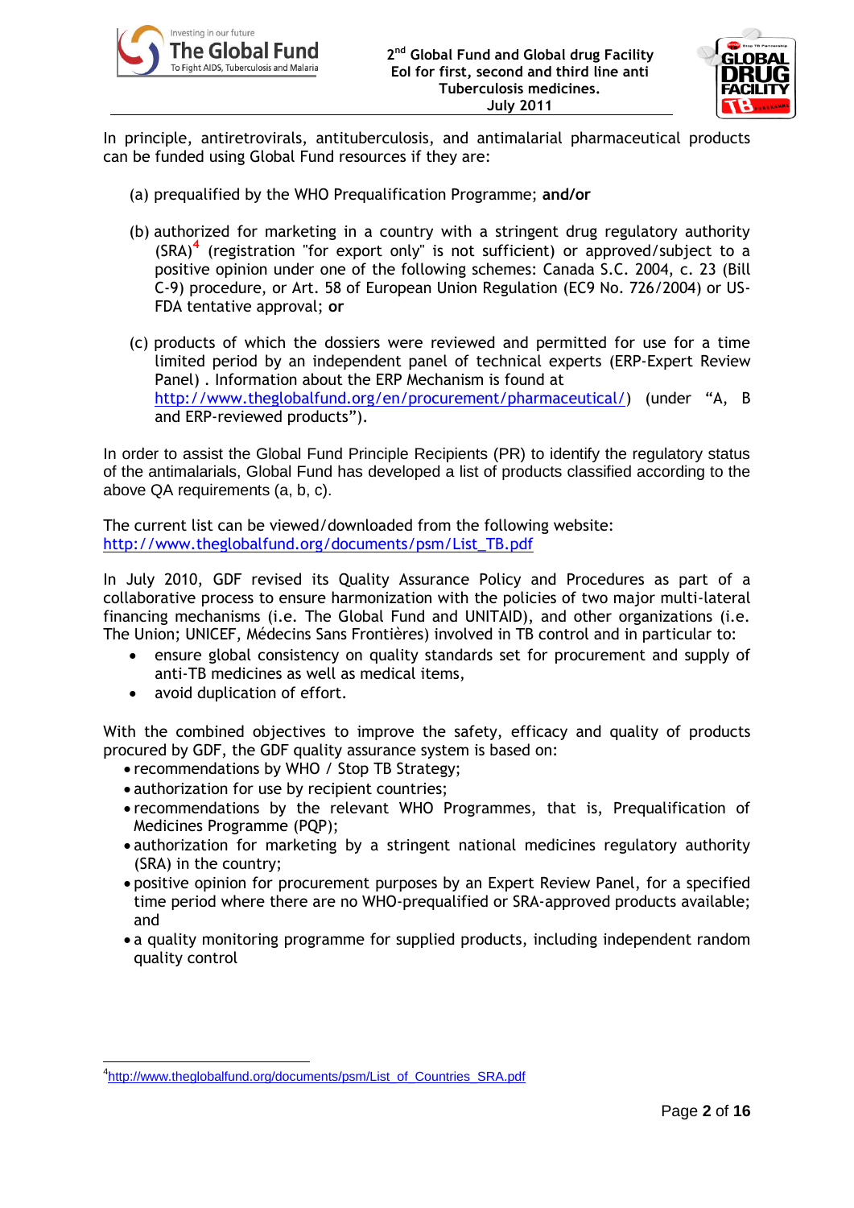In principle, antiretrovirals, antituberculosis, and antimalarial pharmaceutical products can be funded using Global Fund resources if they are:

(a) prequalified by the WHO Prequalification Programme; **and/or**

(b) authorized for marketing in a country with a stringent drug regulatory authority (SRA)[4] (registration "for export only" is not sufficient) or approved/subject to a positive opinion under one of the following schemes: Canada S.C. 2004, c. 23 (Bill C-9) procedure, or Art. 58 of European Union Regulation (EC9 No. 726/2004) or US-FDA tentative approval; **or**

(c) products of which the dossiers were reviewed and permitted for use for a time limited period by an independent panel of technical experts (ERP-Expert Review Panel) . Information about the ERP Mechanism is found at http://www.theglobalfund.org/en/procurement/pharmaceutical/) (under "A, B and ERP-reviewed products").

In order to assist the Global Fund Principle Recipients (PR) to identify the regulatory status of the antimalarials, Global Fund has developed a list of products classified according to the above QA requirements (a, b, c).

The current list can be viewed/downloaded from the following website:
http://www.theglobalfund.org/documents/psm/List_TB.pdf

In July 2010, GDF revised its Quality Assurance Policy and Procedures as part of a collaborative process to ensure harmonization with the policies of two major multi-lateral financing mechanisms (i.e. The Global Fund and UNITAID), and other organizations (i.e. The Union; UNICEF, Médecins Sans Frontières) involved in TB control and in particular to:

- ensure global consistency on quality standards set for procurement and supply of anti-TB medicines as well as medical items,
- avoid duplication of effort.

With the combined objectives to improve the safety, efficacy and quality of products procured by GDF, the GDF quality assurance system is based on:

- recommendations by WHO / Stop TB Strategy;
- authorization for use by recipient countries;
- recommendations by the relevant WHO Programmes, that is, Prequalification of Medicines Programme (PQP);
- authorization for marketing by a stringent national medicines regulatory authority (SRA) in the country;
- positive opinion for procurement purposes by an Expert Review Panel, for a specified time period where there are no WHO-prequalified or SRA-approved products available; and
- a quality monitoring programme for supplied products, including independent random quality control

[4] http://www.theglobalfund.org/documents/psm/List_of_Countries_SRA.pdf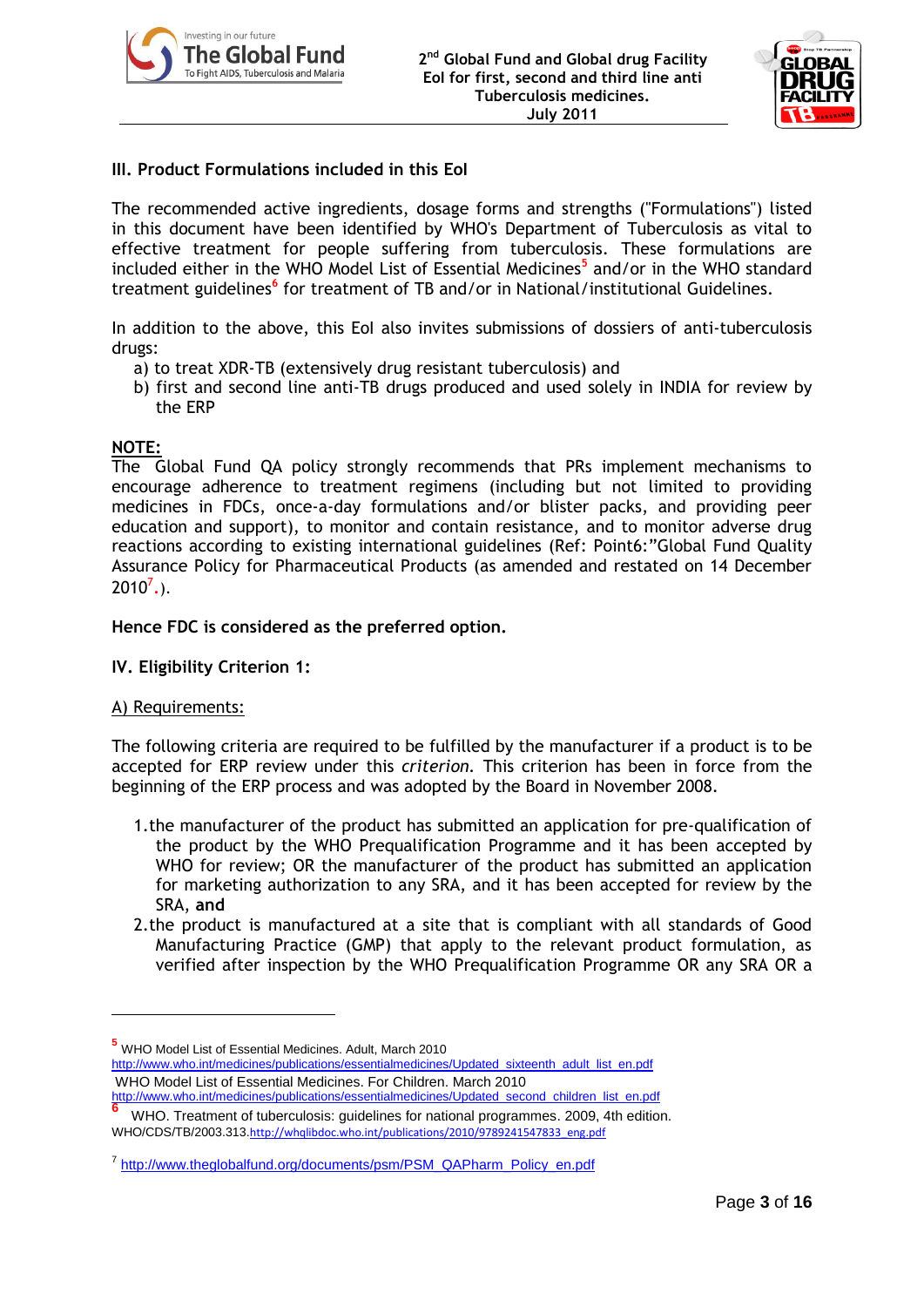## III. Product Formulations included in this EoI

The recommended active ingredients, dosage forms and strengths ("Formulations") listed in this document have been identified by WHO's Department of Tuberculosis as vital to effective treatment for people suffering from tuberculosis. These formulations are included either in the WHO Model List of Essential Medicines[5] and/or in the WHO standard treatment guidelines[6] for treatment of TB and/or in National/institutional Guidelines.

In addition to the above, this EoI also invites submissions of dossiers of anti-tuberculosis drugs:

a) to treat XDR-TB (extensively drug resistant tuberculosis) and
b) first and second line anti-TB drugs produced and used solely in INDIA for review by the ERP

**NOTE:**
The Global Fund QA policy strongly recommends that PRs implement mechanisms to encourage adherence to treatment regimens (including but not limited to providing medicines in FDCs, once-a-day formulations and/or blister packs, and providing peer education and support), to monitor and contain resistance, and to monitor adverse drug reactions according to existing international guidelines (Ref: Point6:"Global Fund Quality Assurance Policy for Pharmaceutical Products (as amended and restated on 14 December 2010[7].).

**Hence FDC is considered as the preferred option.**

## IV. Eligibility Criterion 1:

A) Requirements:

The following criteria are required to be fulfilled by the manufacturer if a product is to be accepted for ERP review under this *criterion*. This criterion has been in force from the beginning of the ERP process and was adopted by the Board in November 2008.

1. the manufacturer of the product has submitted an application for pre-qualification of the product by the WHO Prequalification Programme and it has been accepted by WHO for review; OR the manufacturer of the product has submitted an application for marketing authorization to any SRA, and it has been accepted for review by the SRA, **and**
2. the product is manufactured at a site that is compliant with all standards of Good Manufacturing Practice (GMP) that apply to the relevant product formulation, as verified after inspection by the WHO Prequalification Programme OR any SRA OR a

---

[5] WHO Model List of Essential Medicines. Adult, March 2010
http://www.who.int/medicines/publications/essentialmedicines/Updated_sixteenth_adult_list_en.pdf
WHO Model List of Essential Medicines. For Children. March 2010
http://www.who.int/medicines/publications/essentialmedicines/Updated_second_children_list_en.pdf

[6] WHO. Treatment of tuberculosis: guidelines for national programmes. 2009, 4th edition. WHO/CDS/TB/2003.313.http://whqlibdoc.who.int/publications/2010/9789241547833_eng.pdf

[7] http://www.theglobalfund.org/documents/psm/PSM_QAPharm_Policy_en.pdf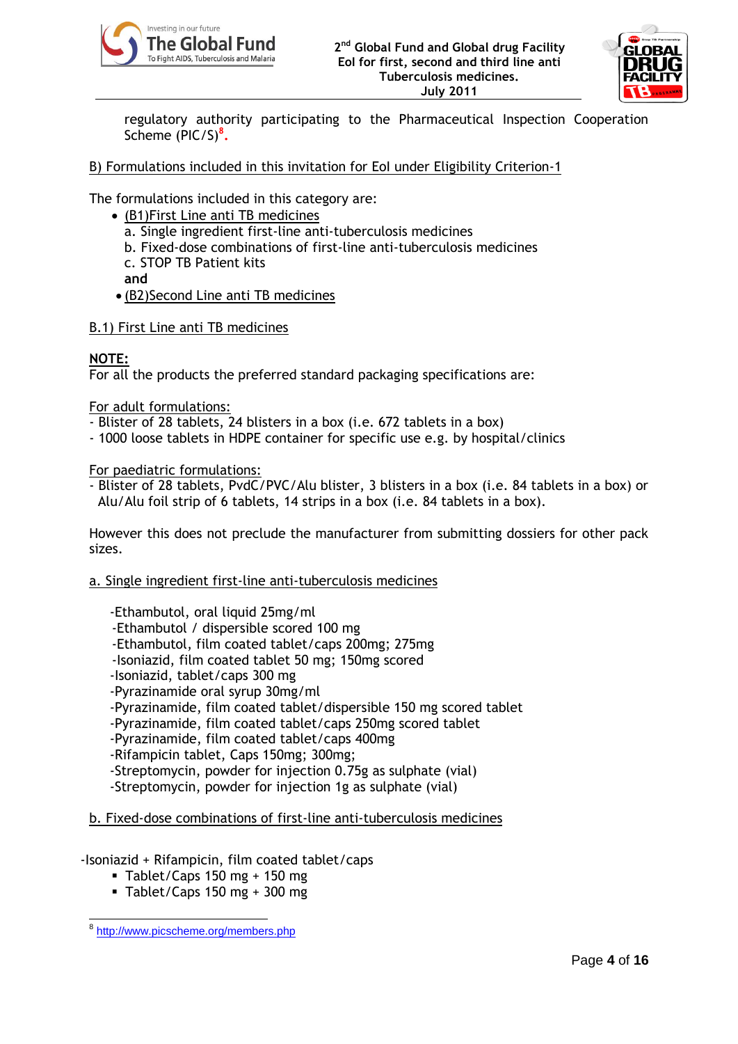regulatory authority participating to the Pharmaceutical Inspection Cooperation Scheme (PIC/S)[8].

B) Formulations included in this invitation for EoI under Eligibility Criterion-1

The formulations included in this category are:

- (B1)First Line anti TB medicines
  a. Single ingredient first-line anti-tuberculosis medicines
  b. Fixed-dose combinations of first-line anti-tuberculosis medicines
  c. STOP TB Patient kits
  **and**
- (B2)Second Line anti TB medicines

B.1) First Line anti TB medicines

**NOTE:**
For all the products the preferred standard packaging specifications are:

For adult formulations:
- Blister of 28 tablets, 24 blisters in a box (i.e. 672 tablets in a box)
- 1000 loose tablets in HDPE container for specific use e.g. by hospital/clinics

For paediatric formulations:
- Blister of 28 tablets, PvdC/PVC/Alu blister, 3 blisters in a box (i.e. 84 tablets in a box) or Alu/Alu foil strip of 6 tablets, 14 strips in a box (i.e. 84 tablets in a box).

However this does not preclude the manufacturer from submitting dossiers for other pack sizes.

a. Single ingredient first-line anti-tuberculosis medicines

-Ethambutol, oral liquid 25mg/ml
-Ethambutol / dispersible scored 100 mg
-Ethambutol, film coated tablet/caps 200mg; 275mg
-Isoniazid, film coated tablet 50 mg; 150mg scored
-Isoniazid, tablet/caps 300 mg
-Pyrazinamide oral syrup 30mg/ml
-Pyrazinamide, film coated tablet/dispersible 150 mg scored tablet
-Pyrazinamide, film coated tablet/caps 250mg scored tablet
-Pyrazinamide, film coated tablet/caps 400mg
-Rifampicin tablet, Caps 150mg; 300mg;
-Streptomycin, powder for injection 0.75g as sulphate (vial)
-Streptomycin, powder for injection 1g as sulphate (vial)

b. Fixed-dose combinations of first-line anti-tuberculosis medicines

-Isoniazid + Rifampicin, film coated tablet/caps
- Tablet/Caps 150 mg + 150 mg
- Tablet/Caps 150 mg + 300 mg

[8] http://www.picscheme.org/members.php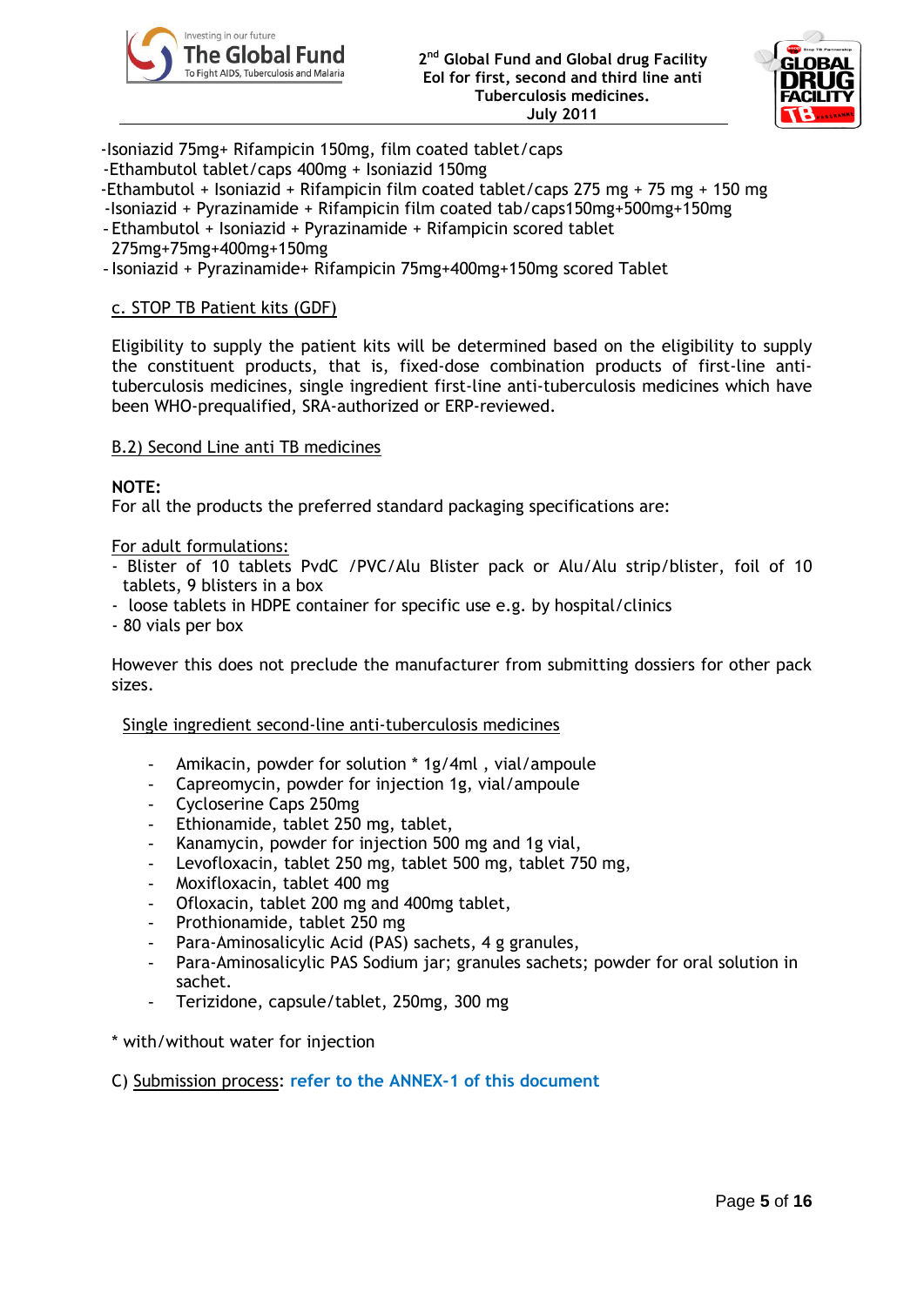-Isoniazid 75mg+ Rifampicin 150mg, film coated tablet/caps
-Ethambutol tablet/caps 400mg + Isoniazid 150mg
-Ethambutol + Isoniazid + Rifampicin film coated tablet/caps 275 mg + 75 mg + 150 mg
-Isoniazid + Pyrazinamide + Rifampicin film coated tab/caps150mg+500mg+150mg
- Ethambutol + Isoniazid + Pyrazinamide + Rifampicin scored tablet 275mg+75mg+400mg+150mg
- Isoniazid + Pyrazinamide+ Rifampicin 75mg+400mg+150mg scored Tablet

c. STOP TB Patient kits (GDF)

Eligibility to supply the patient kits will be determined based on the eligibility to supply the constituent products, that is, fixed-dose combination products of first-line anti-tuberculosis medicines, single ingredient first-line anti-tuberculosis medicines which have been WHO-prequalified, SRA-authorized or ERP-reviewed.

B.2) Second Line anti TB medicines

**NOTE:**
For all the products the preferred standard packaging specifications are:

For adult formulations:

- Blister of 10 tablets PvdC /PVC/Alu Blister pack or Alu/Alu strip/blister, foil of 10 tablets, 9 blisters in a box
- loose tablets in HDPE container for specific use e.g. by hospital/clinics
- 80 vials per box

However this does not preclude the manufacturer from submitting dossiers for other pack sizes.

Single ingredient second-line anti-tuberculosis medicines

- Amikacin, powder for solution * 1g/4ml , vial/ampoule
- Capreomycin, powder for injection 1g, vial/ampoule
- Cycloserine Caps 250mg
- Ethionamide, tablet 250 mg, tablet,
- Kanamycin, powder for injection 500 mg and 1g vial,
- Levofloxacin, tablet 250 mg, tablet 500 mg, tablet 750 mg,
- Moxifloxacin, tablet 400 mg
- Ofloxacin, tablet 200 mg and 400mg tablet,
- Prothionamide, tablet 250 mg
- Para-Aminosalicylic Acid (PAS) sachets, 4 g granules,
- Para-Aminosalicylic PAS Sodium jar; granules sachets; powder for oral solution in sachet.
- Terizidone, capsule/tablet, 250mg, 300 mg

* with/without water for injection

C) Submission process: **refer to the ANNEX-1 of this document**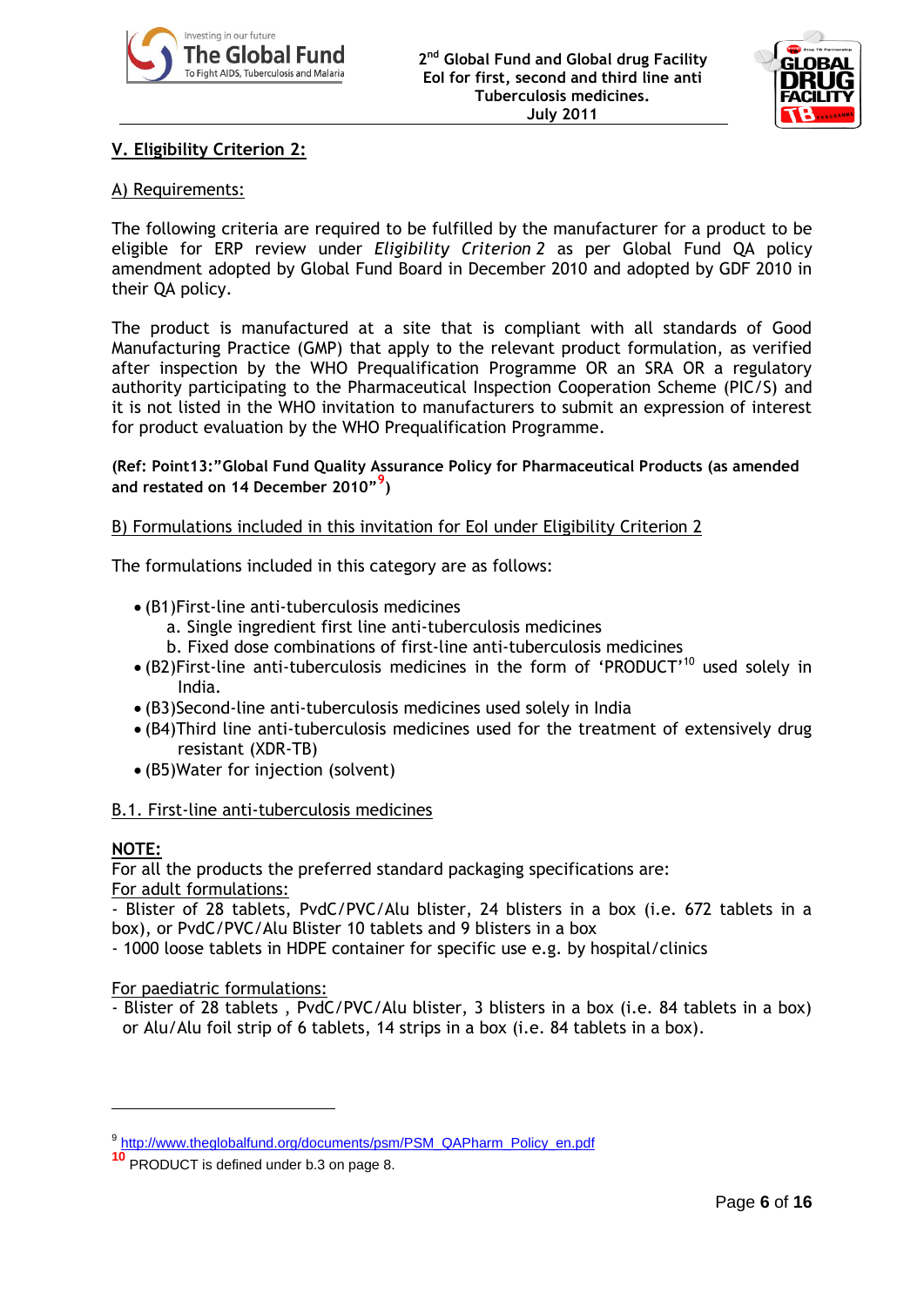## V. Eligibility Criterion 2:

A) Requirements:

The following criteria are required to be fulfilled by the manufacturer for a product to be eligible for ERP review under *Eligibility Criterion 2* as per Global Fund QA policy amendment adopted by Global Fund Board in December 2010 and adopted by GDF 2010 in their QA policy.

The product is manufactured at a site that is compliant with all standards of Good Manufacturing Practice (GMP) that apply to the relevant product formulation, as verified after inspection by the WHO Prequalification Programme OR an SRA OR a regulatory authority participating to the Pharmaceutical Inspection Cooperation Scheme (PIC/S) and it is not listed in the WHO invitation to manufacturers to submit an expression of interest for product evaluation by the WHO Prequalification Programme.

**(Ref: Point13:"Global Fund Quality Assurance Policy for Pharmaceutical Products (as amended and restated on 14 December 2010"[9])**

B) Formulations included in this invitation for EoI under Eligibility Criterion 2

The formulations included in this category are as follows:

- (B1)First-line anti-tuberculosis medicines
  a. Single ingredient first line anti-tuberculosis medicines
  b. Fixed dose combinations of first-line anti-tuberculosis medicines
- (B2)First-line anti-tuberculosis medicines in the form of 'PRODUCT'[10] used solely in India.
- (B3)Second-line anti-tuberculosis medicines used solely in India
- (B4)Third line anti-tuberculosis medicines used for the treatment of extensively drug resistant (XDR-TB)
- (B5)Water for injection (solvent)

B.1. First-line anti-tuberculosis medicines

**NOTE:**

For all the products the preferred standard packaging specifications are:

For adult formulations:

- Blister of 28 tablets, PvdC/PVC/Alu blister, 24 blisters in a box (i.e. 672 tablets in a box), or PvdC/PVC/Alu Blister 10 tablets and 9 blisters in a box
- 1000 loose tablets in HDPE container for specific use e.g. by hospital/clinics

For paediatric formulations:

- Blister of 28 tablets , PvdC/PVC/Alu blister, 3 blisters in a box (i.e. 84 tablets in a box) or Alu/Alu foil strip of 6 tablets, 14 strips in a box (i.e. 84 tablets in a box).

---

[9] http://www.theglobalfund.org/documents/psm/PSM_QAPharm_Policy_en.pdf

[10] PRODUCT is defined under b.3 on page 8.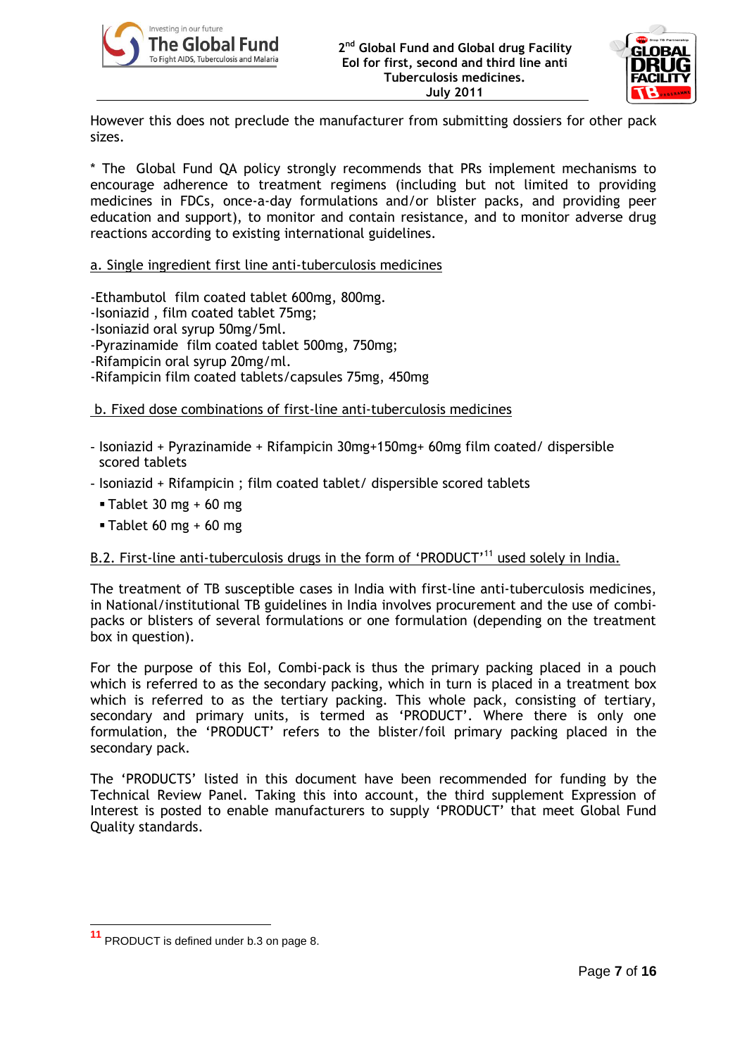However this does not preclude the manufacturer from submitting dossiers for other pack sizes.

* The Global Fund QA policy strongly recommends that PRs implement mechanisms to encourage adherence to treatment regimens (including but not limited to providing medicines in FDCs, once-a-day formulations and/or blister packs, and providing peer education and support), to monitor and contain resistance, and to monitor adverse drug reactions according to existing international guidelines.

a. Single ingredient first line anti-tuberculosis medicines

-Ethambutol film coated tablet 600mg, 800mg.
-Isoniazid , film coated tablet 75mg;
-Isoniazid oral syrup 50mg/5ml.
-Pyrazinamide film coated tablet 500mg, 750mg;
-Rifampicin oral syrup 20mg/ml.
-Rifampicin film coated tablets/capsules 75mg, 450mg

b. Fixed dose combinations of first-line anti-tuberculosis medicines

- Isoniazid + Pyrazinamide + Rifampicin 30mg+150mg+ 60mg film coated/ dispersible scored tablets
- Isoniazid + Rifampicin ; film coated tablet/ dispersible scored tablets
  - Tablet 30 mg + 60 mg
  - Tablet 60 mg + 60 mg

B.2. First-line anti-tuberculosis drugs in the form of 'PRODUCT'[11] used solely in India.

The treatment of TB susceptible cases in India with first-line anti-tuberculosis medicines, in National/institutional TB guidelines in India involves procurement and the use of combi-packs or blisters of several formulations or one formulation (depending on the treatment box in question).

For the purpose of this EoI, Combi-pack is thus the primary packing placed in a pouch which is referred to as the secondary packing, which in turn is placed in a treatment box which is referred to as the tertiary packing. This whole pack, consisting of tertiary, secondary and primary units, is termed as 'PRODUCT'. Where there is only one formulation, the 'PRODUCT' refers to the blister/foil primary packing placed in the secondary pack.

The 'PRODUCTS' listed in this document have been recommended for funding by the Technical Review Panel. Taking this into account, the third supplement Expression of Interest is posted to enable manufacturers to supply 'PRODUCT' that meet Global Fund Quality standards.

[11] PRODUCT is defined under b.3 on page 8.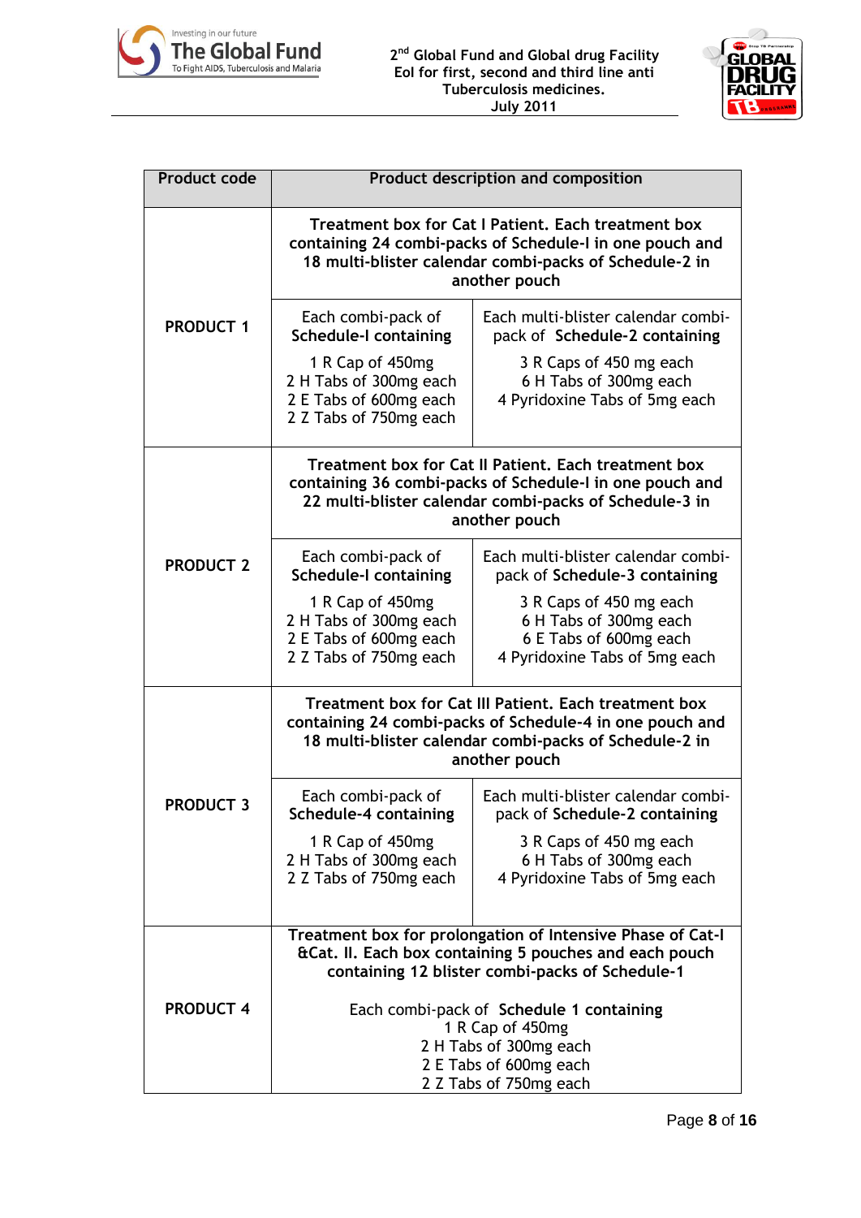| Product code | Product description and composition | |
|---|---|---|
| PRODUCT 1 | Treatment box for Cat I Patient. Each treatment box containing 24 combi-packs of Schedule-I in one pouch and 18 multi-blister calendar combi-packs of Schedule-2 in another pouch | |
| | Each combi-pack of Schedule-I containing<br>1 R Cap of 450mg<br>2 H Tabs of 300mg each<br>2 E Tabs of 600mg each<br>2 Z Tabs of 750mg each | Each multi-blister calendar combi-pack of Schedule-2 containing<br>3 R Caps of 450 mg each<br>6 H Tabs of 300mg each<br>4 Pyridoxine Tabs of 5mg each |
| PRODUCT 2 | Treatment box for Cat II Patient. Each treatment box containing 36 combi-packs of Schedule-I in one pouch and 22 multi-blister calendar combi-packs of Schedule-3 in another pouch | |
| | Each combi-pack of Schedule-I containing<br>1 R Cap of 450mg<br>2 H Tabs of 300mg each<br>2 E Tabs of 600mg each<br>2 Z Tabs of 750mg each | Each multi-blister calendar combi-pack of Schedule-3 containing<br>3 R Caps of 450 mg each<br>6 H Tabs of 300mg each<br>6 E Tabs of 600mg each<br>4 Pyridoxine Tabs of 5mg each |
| PRODUCT 3 | Treatment box for Cat III Patient. Each treatment box containing 24 combi-packs of Schedule-4 in one pouch and 18 multi-blister calendar combi-packs of Schedule-2 in another pouch | |
| | Each combi-pack of Schedule-4 containing<br>1 R Cap of 450mg<br>2 H Tabs of 300mg each<br>2 Z Tabs of 750mg each | Each multi-blister calendar combi-pack of Schedule-2 containing<br>3 R Caps of 450 mg each<br>6 H Tabs of 300mg each<br>4 Pyridoxine Tabs of 5mg each |
| PRODUCT 4 | Treatment box for prolongation of Intensive Phase of Cat-I &Cat. II. Each box containing 5 pouches and each pouch containing 12 blister combi-packs of Schedule-1<br><br>Each combi-pack of Schedule 1 containing<br>1 R Cap of 450mg<br>2 H Tabs of 300mg each<br>2 E Tabs of 600mg each<br>2 Z Tabs of 750mg each | |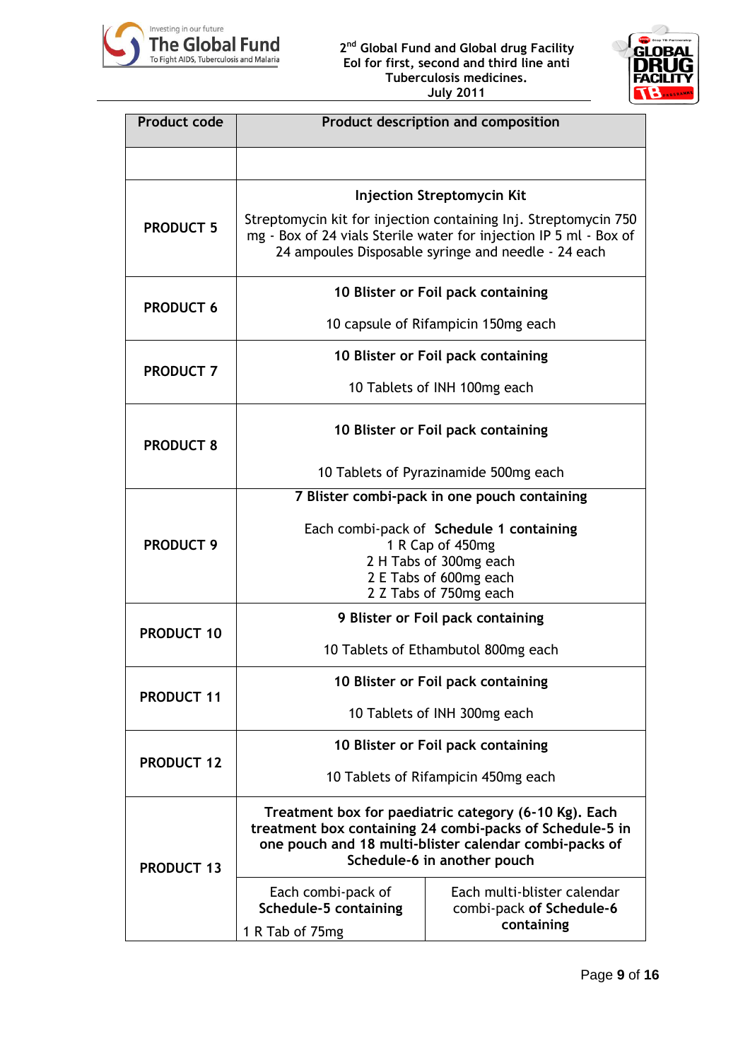| Product code | Product description and composition |
|---|---|
| | |
| **PRODUCT 5** | **Injection Streptomycin Kit**<br>Streptomycin kit for injection containing Inj. Streptomycin 750 mg - Box of 24 vials Sterile water for injection IP 5 ml - Box of 24 ampoules Disposable syringe and needle - 24 each |
| **PRODUCT 6** | **10 Blister or Foil pack containing**<br>10 capsule of Rifampicin 150mg each |
| **PRODUCT 7** | **10 Blister or Foil pack containing**<br>10 Tablets of INH 100mg each |
| **PRODUCT 8** | **10 Blister or Foil pack containing**<br>10 Tablets of Pyrazinamide 500mg each |
| **PRODUCT 9** | **7 Blister combi-pack in one pouch containing**<br>Each combi-pack of **Schedule 1 containing**<br>1 R Cap of 450mg<br>2 H Tabs of 300mg each<br>2 E Tabs of 600mg each<br>2 Z Tabs of 750mg each |
| **PRODUCT 10** | **9 Blister or Foil pack containing**<br>10 Tablets of Ethambutol 800mg each |
| **PRODUCT 11** | **10 Blister or Foil pack containing**<br>10 Tablets of INH 300mg each |
| **PRODUCT 12** | **10 Blister or Foil pack containing**<br>10 Tablets of Rifampicin 450mg each |
| **PRODUCT 13** | **Treatment box for paediatric category (6-10 Kg). Each treatment box containing 24 combi-packs of Schedule-5 in one pouch and 18 multi-blister calendar combi-packs of Schedule-6 in another pouch**<br>Each combi-pack of **Schedule-5 containing**<br>1 R Tab of 75mg<br>Each multi-blister calendar combi-pack **of Schedule-6 containing** |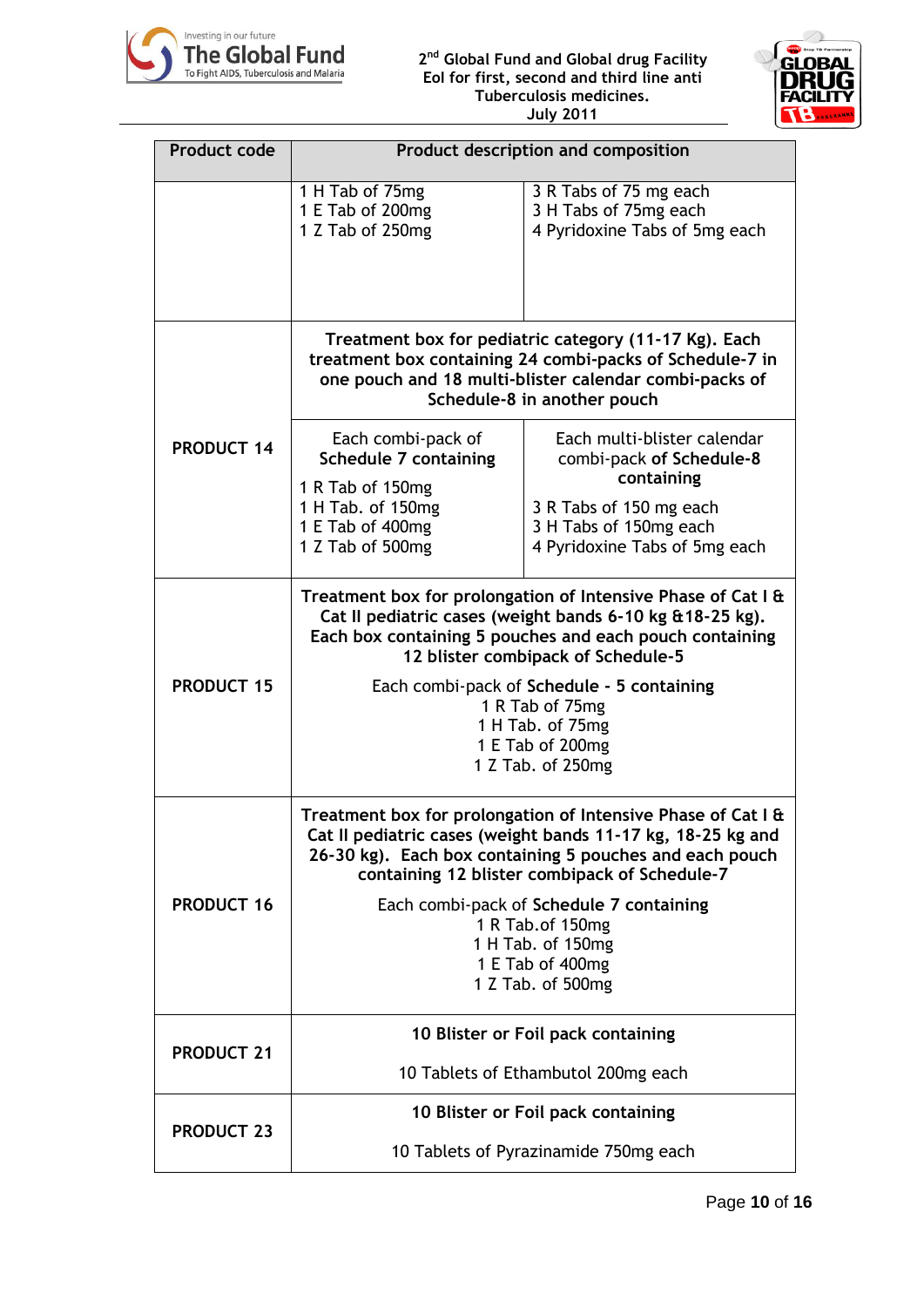| Product code | Product description and composition | |
|---|---|---|
| | 1 H Tab of 75mg<br>1 E Tab of 200mg<br>1 Z Tab of 250mg | 3 R Tabs of 75 mg each<br>3 H Tabs of 75mg each<br>4 Pyridoxine Tabs of 5mg each |
| **PRODUCT 14** | **Treatment box for pediatric category (11-17 Kg). Each treatment box containing 24 combi-packs of Schedule-7 in one pouch and 18 multi-blister calendar combi-packs of Schedule-8 in another pouch** | |
| | Each combi-pack of **Schedule 7 containing**<br>1 R Tab of 150mg<br>1 H Tab. of 150mg<br>1 E Tab of 400mg<br>1 Z Tab of 500mg | Each multi-blister calendar combi-pack **of Schedule-8 containing**<br>3 R Tabs of 150 mg each<br>3 H Tabs of 150mg each<br>4 Pyridoxine Tabs of 5mg each |
| **PRODUCT 15** | **Treatment box for prolongation of Intensive Phase of Cat I & Cat II pediatric cases (weight bands 6-10 kg &18-25 kg). Each box containing 5 pouches and each pouch containing 12 blister combipack of Schedule-5**<br><br>Each combi-pack of **Schedule - 5 containing**<br>1 R Tab of 75mg<br>1 H Tab. of 75mg<br>1 E Tab of 200mg<br>1 Z Tab. of 250mg | |
| **PRODUCT 16** | **Treatment box for prolongation of Intensive Phase of Cat I & Cat II pediatric cases (weight bands 11-17 kg, 18-25 kg and 26-30 kg). Each box containing 5 pouches and each pouch containing 12 blister combipack of Schedule-7**<br><br>Each combi-pack of **Schedule 7 containing**<br>1 R Tab.of 150mg<br>1 H Tab. of 150mg<br>1 E Tab of 400mg<br>1 Z Tab. of 500mg | |
| **PRODUCT 21** | **10 Blister or Foil pack containing**<br><br>10 Tablets of Ethambutol 200mg each | |
| **PRODUCT 23** | **10 Blister or Foil pack containing**<br><br>10 Tablets of Pyrazinamide 750mg each | |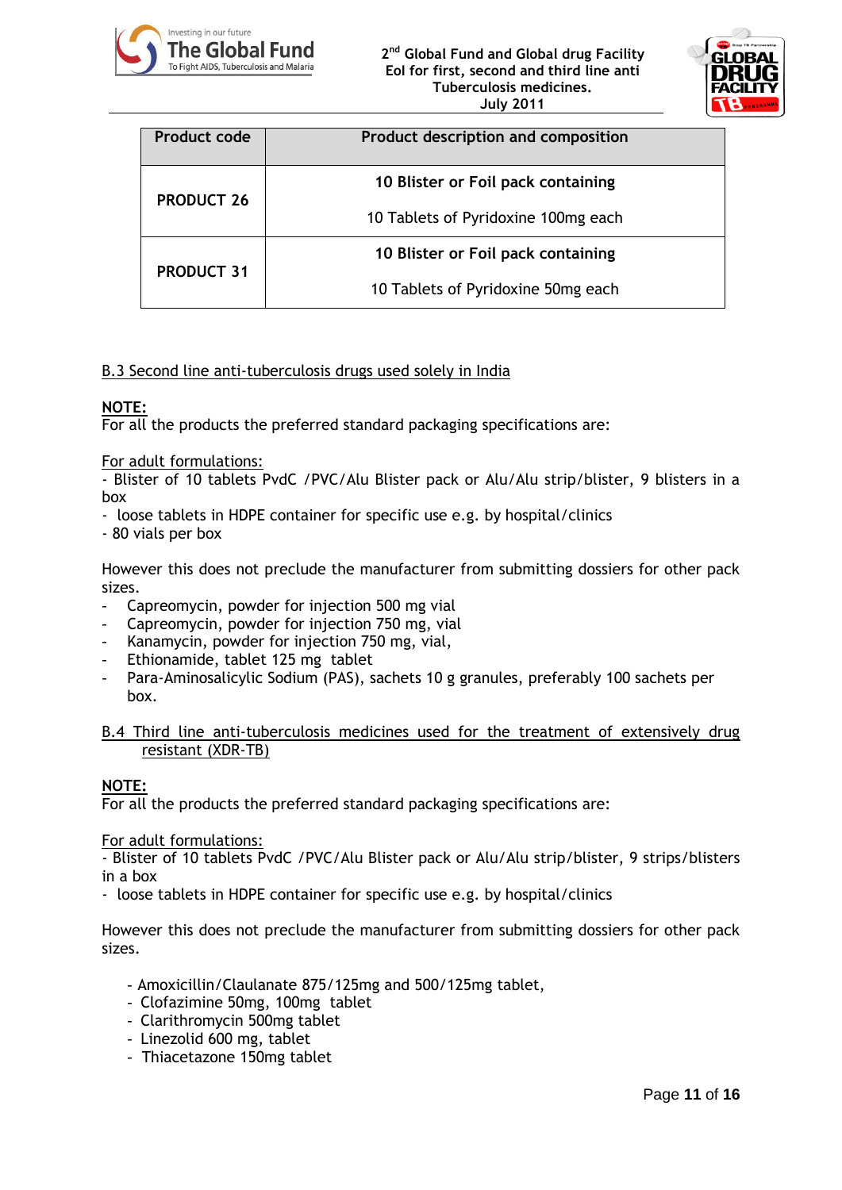| Product code | Product description and composition |
|---|---|
| **PRODUCT 26** | **10 Blister or Foil pack containing**<br><br>10 Tablets of Pyridoxine 100mg each |
| **PRODUCT 31** | **10 Blister or Foil pack containing**<br><br>10 Tablets of Pyridoxine 50mg each |

B.3 Second line anti-tuberculosis drugs used solely in India

**NOTE:**
For all the products the preferred standard packaging specifications are:

For adult formulations:
- Blister of 10 tablets PvdC /PVC/Alu Blister pack or Alu/Alu strip/blister, 9 blisters in a box
- loose tablets in HDPE container for specific use e.g. by hospital/clinics
- 80 vials per box

However this does not preclude the manufacturer from submitting dossiers for other pack sizes.

- Capreomycin, powder for injection 500 mg vial
- Capreomycin, powder for injection 750 mg, vial
- Kanamycin, powder for injection 750 mg, vial,
- Ethionamide, tablet 125 mg tablet
- Para-Aminosalicylic Sodium (PAS), sachets 10 g granules, preferably 100 sachets per box.

B.4 Third line anti-tuberculosis medicines used for the treatment of extensively drug resistant (XDR-TB)

**NOTE:**
For all the products the preferred standard packaging specifications are:

For adult formulations:
- Blister of 10 tablets PvdC /PVC/Alu Blister pack or Alu/Alu strip/blister, 9 strips/blisters in a box
- loose tablets in HDPE container for specific use e.g. by hospital/clinics

However this does not preclude the manufacturer from submitting dossiers for other pack sizes.

- Amoxicillin/Claulanate 875/125mg and 500/125mg tablet,
- Clofazimine 50mg, 100mg tablet
- Clarithromycin 500mg tablet
- Linezolid 600 mg, tablet
- Thiacetazone 150mg tablet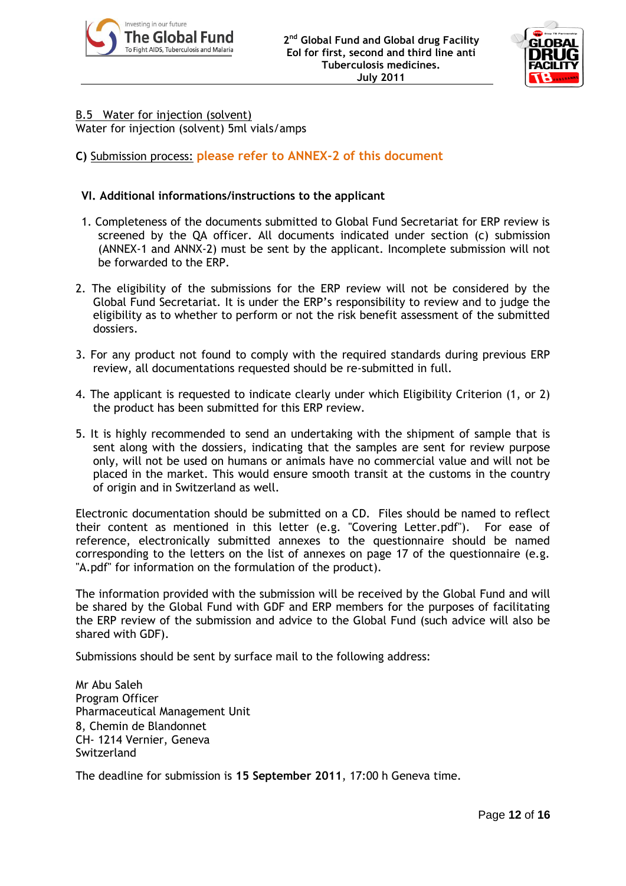B.5 Water for injection (solvent)

Water for injection (solvent) 5ml vials/amps

**C)** Submission process: **please refer to ANNEX-2 of this document**

**VI. Additional informations/instructions to the applicant**

1. Completeness of the documents submitted to Global Fund Secretariat for ERP review is screened by the QA officer. All documents indicated under section (c) submission (ANNEX-1 and ANNX-2) must be sent by the applicant. Incomplete submission will not be forwarded to the ERP.

2. The eligibility of the submissions for the ERP review will not be considered by the Global Fund Secretariat. It is under the ERP's responsibility to review and to judge the eligibility as to whether to perform or not the risk benefit assessment of the submitted dossiers.

3. For any product not found to comply with the required standards during previous ERP review, all documentations requested should be re-submitted in full.

4. The applicant is requested to indicate clearly under which Eligibility Criterion (1, or 2) the product has been submitted for this ERP review.

5. It is highly recommended to send an undertaking with the shipment of sample that is sent along with the dossiers, indicating that the samples are sent for review purpose only, will not be used on humans or animals have no commercial value and will not be placed in the market. This would ensure smooth transit at the customs in the country of origin and in Switzerland as well.

Electronic documentation should be submitted on a CD. Files should be named to reflect their content as mentioned in this letter (e.g. "Covering Letter.pdf"). For ease of reference, electronically submitted annexes to the questionnaire should be named corresponding to the letters on the list of annexes on page 17 of the questionnaire (e.g. "A.pdf" for information on the formulation of the product).

The information provided with the submission will be received by the Global Fund and will be shared by the Global Fund with GDF and ERP members for the purposes of facilitating the ERP review of the submission and advice to the Global Fund (such advice will also be shared with GDF).

Submissions should be sent by surface mail to the following address:

Mr Abu Saleh
Program Officer
Pharmaceutical Management Unit
8, Chemin de Blandonnet
CH- 1214 Vernier, Geneva
Switzerland

The deadline for submission is **15 September 2011**, 17:00 h Geneva time.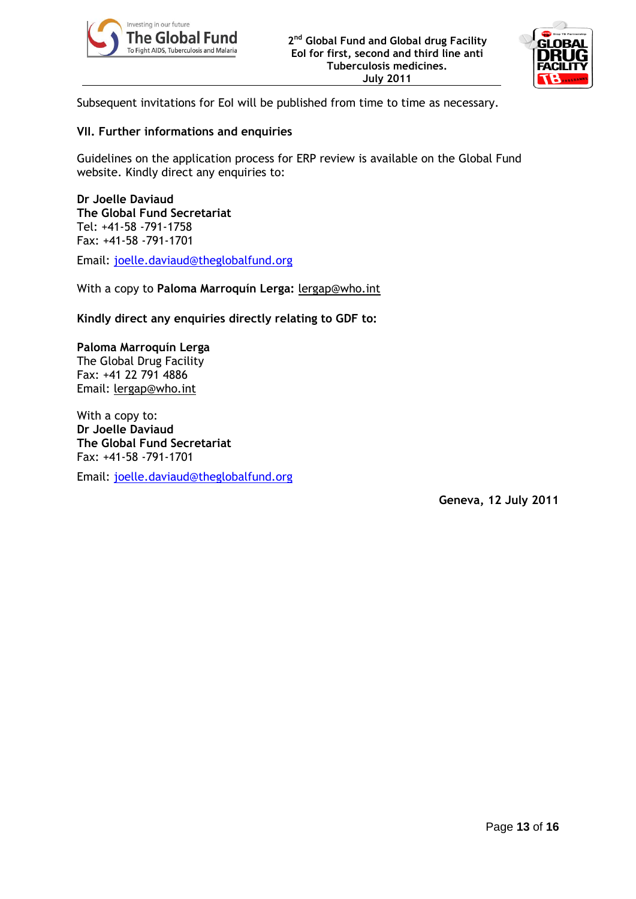Subsequent invitations for EoI will be published from time to time as necessary.

## VII. Further informations and enquiries

Guidelines on the application process for ERP review is available on the Global Fund website. Kindly direct any enquiries to:

**Dr Joelle Daviaud**
**The Global Fund Secretariat**
Tel: +41-58 -791-1758
Fax: +41-58 -791-1701

Email: joelle.daviaud@theglobalfund.org

With a copy to **Paloma Marroquín Lerga:** lergap@who.int

**Kindly direct any enquiries directly relating to GDF to:**

**Paloma Marroquín Lerga**
The Global Drug Facility
Fax: +41 22 791 4886
Email: lergap@who.int

With a copy to:
**Dr Joelle Daviaud**
**The Global Fund Secretariat**
Fax: +41-58 -791-1701

Email: joelle.daviaud@theglobalfund.org

**Geneva, 12 July 2011**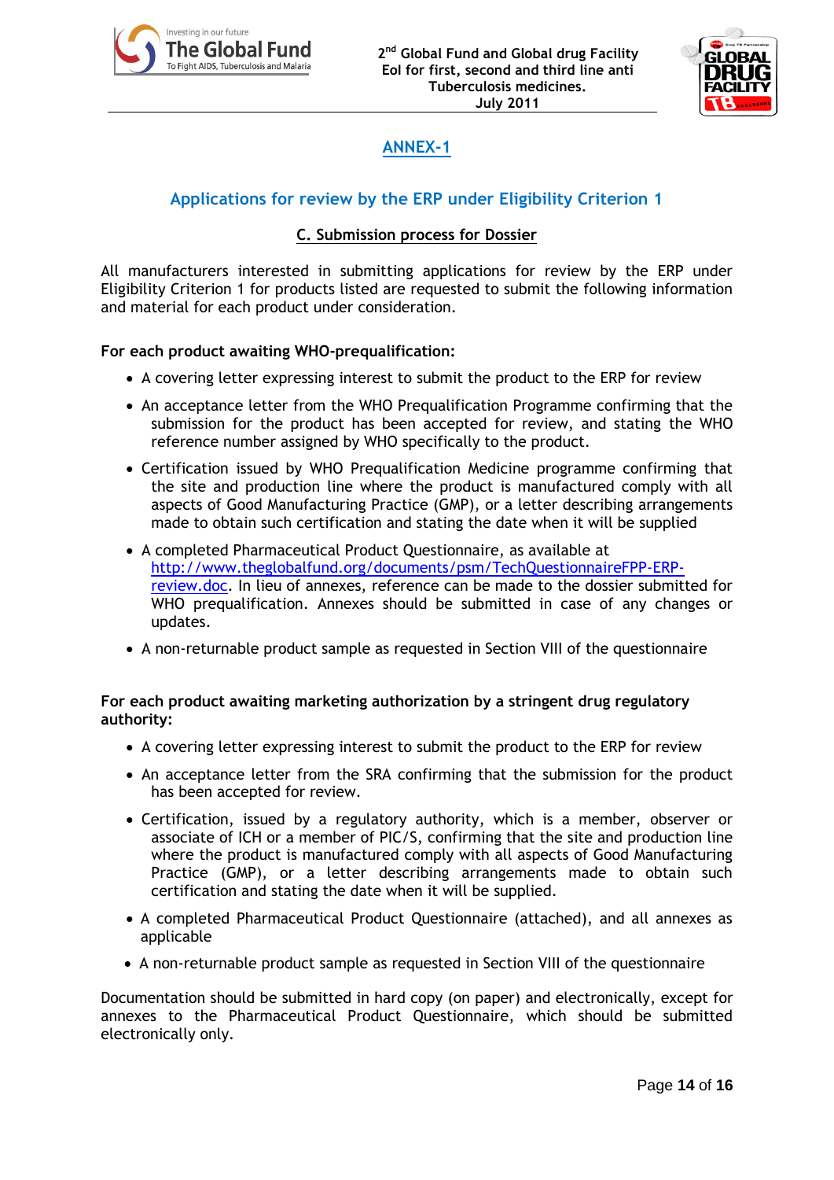## ANNEX-1

### Applications for review by the ERP under Eligibility Criterion 1

#### C. Submission process for Dossier

All manufacturers interested in submitting applications for review by the ERP under Eligibility Criterion 1 for products listed are requested to submit the following information and material for each product under consideration.

**For each product awaiting WHO-prequalification:**

- A covering letter expressing interest to submit the product to the ERP for review
- An acceptance letter from the WHO Prequalification Programme confirming that the submission for the product has been accepted for review, and stating the WHO reference number assigned by WHO specifically to the product.
- Certification issued by WHO Prequalification Medicine programme confirming that the site and production line where the product is manufactured comply with all aspects of Good Manufacturing Practice (GMP), or a letter describing arrangements made to obtain such certification and stating the date when it will be supplied
- A completed Pharmaceutical Product Questionnaire, as available at http://www.theglobalfund.org/documents/psm/TechQuestionnaireFPP-ERP-review.doc. In lieu of annexes, reference can be made to the dossier submitted for WHO prequalification. Annexes should be submitted in case of any changes or updates.
- A non-returnable product sample as requested in Section VIII of the questionnaire

**For each product awaiting marketing authorization by a stringent drug regulatory authority:**

- A covering letter expressing interest to submit the product to the ERP for review
- An acceptance letter from the SRA confirming that the submission for the product has been accepted for review.
- Certification, issued by a regulatory authority, which is a member, observer or associate of ICH or a member of PIC/S, confirming that the site and production line where the product is manufactured comply with all aspects of Good Manufacturing Practice (GMP), or a letter describing arrangements made to obtain such certification and stating the date when it will be supplied.
- A completed Pharmaceutical Product Questionnaire (attached), and all annexes as applicable
- A non-returnable product sample as requested in Section VIII of the questionnaire

Documentation should be submitted in hard copy (on paper) and electronically, except for annexes to the Pharmaceutical Product Questionnaire, which should be submitted electronically only.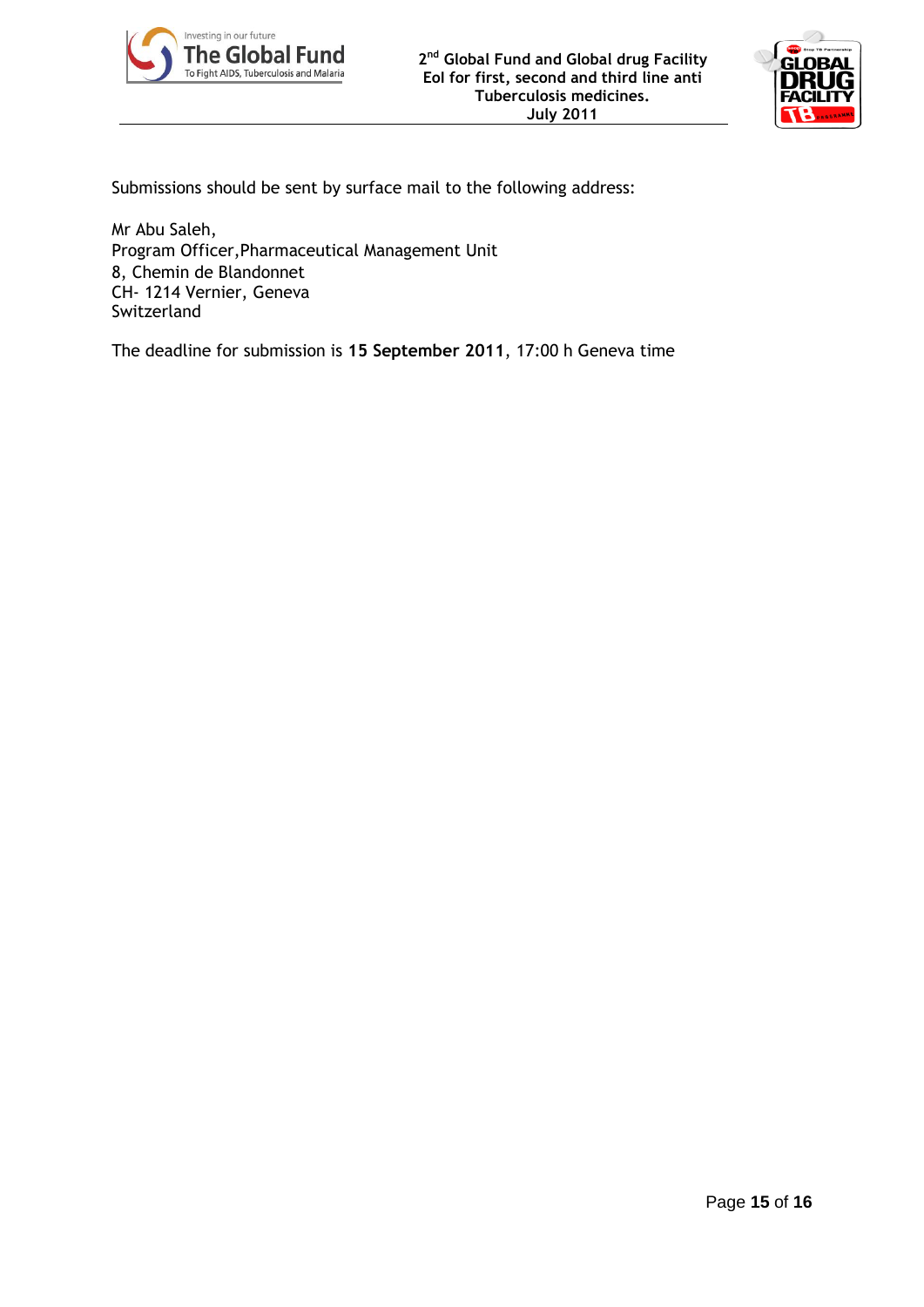Submissions should be sent by surface mail to the following address:

Mr Abu Saleh,
Program Officer,Pharmaceutical Management Unit
8, Chemin de Blandonnet
CH- 1214 Vernier, Geneva
Switzerland

The deadline for submission is **15 September 2011**, 17:00 h Geneva time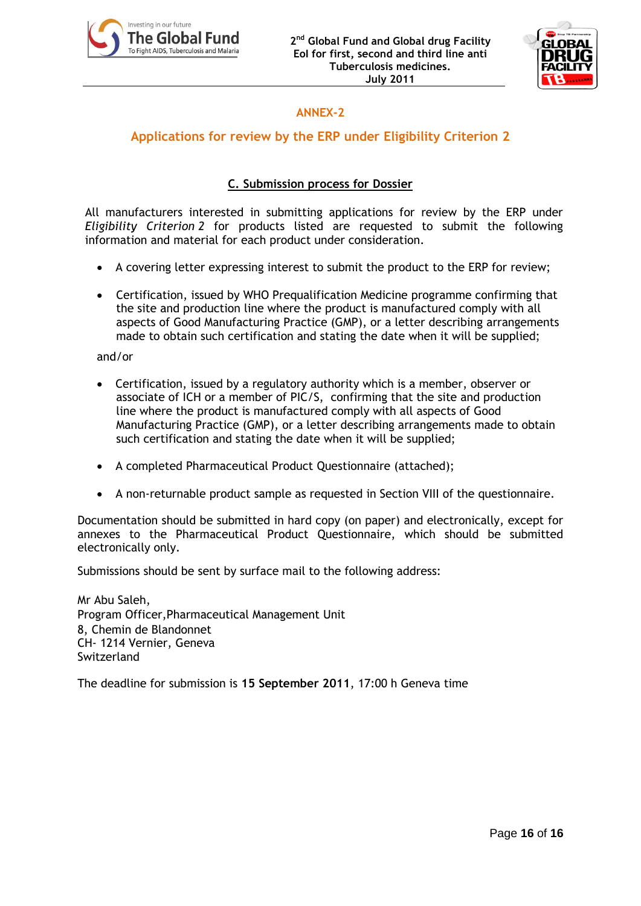## ANNEX-2

## Applications for review by the ERP under Eligibility Criterion 2

### C. Submission process for Dossier

All manufacturers interested in submitting applications for review by the ERP under *Eligibility Criterion 2* for products listed are requested to submit the following information and material for each product under consideration.

- A covering letter expressing interest to submit the product to the ERP for review;
- Certification, issued by WHO Prequalification Medicine programme confirming that the site and production line where the product is manufactured comply with all aspects of Good Manufacturing Practice (GMP), or a letter describing arrangements made to obtain such certification and stating the date when it will be supplied;

and/or

- Certification, issued by a regulatory authority which is a member, observer or associate of ICH or a member of PIC/S, confirming that the site and production line where the product is manufactured comply with all aspects of Good Manufacturing Practice (GMP), or a letter describing arrangements made to obtain such certification and stating the date when it will be supplied;
- A completed Pharmaceutical Product Questionnaire (attached);
- A non-returnable product sample as requested in Section VIII of the questionnaire.

Documentation should be submitted in hard copy (on paper) and electronically, except for annexes to the Pharmaceutical Product Questionnaire, which should be submitted electronically only.

Submissions should be sent by surface mail to the following address:

Mr Abu Saleh,
Program Officer,Pharmaceutical Management Unit
8, Chemin de Blandonnet
CH- 1214 Vernier, Geneva
Switzerland

The deadline for submission is **15 September 2011**, 17:00 h Geneva time